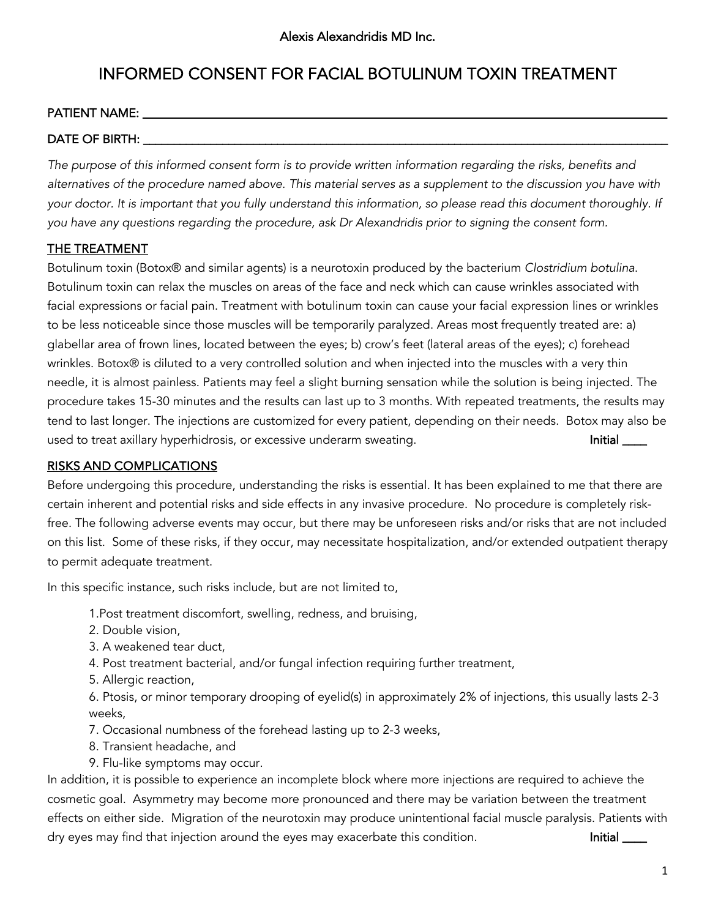Alexis Alexandridis MD Inc.

# INFORMED CONSENT FOR FACIAL BOTULINUM TOXIN TREATMENT

PATIENT NAME: ___________________________________________________________________________

DATE OF BIRTH: __________________________________________________________________________

*The purpose of this informed consent form is to provide written information regarding the risks, benefits and alternatives of the procedure named above. This material serves as a supplement to the discussion you have with your doctor. It is important that you fully understand this information, so please read this document thoroughly. If you have any questions regarding the procedure, ask Dr Alexandridis prior to signing the consent form.*

## THE TREATMENT

Botulinum toxin (Botox® and similar agents) is a neurotoxin produced by the bacterium *Clostridium botulina*. Botulinum toxin can relax the muscles on areas of the face and neck which can cause wrinkles associated with facial expressions or facial pain. Treatment with botulinum toxin can cause your facial expression lines or wrinkles to be less noticeable since those muscles will be temporarily paralyzed. Areas most frequently treated are: a) glabellar area of frown lines, located between the eyes; b) crow's feet (lateral areas of the eyes); c) forehead wrinkles. Botox® is diluted to a very controlled solution and when injected into the muscles with a very thin needle, it is almost painless. Patients may feel a slight burning sensation while the solution is being injected. The procedure takes 15-30 minutes and the results can last up to 3 months. With repeated treatments, the results may tend to last longer. The injections are customized for every patient, depending on their needs. Botox may also be used to treat axillary hyperhidrosis, or excessive underarm sweating. **Initial ____**

## RISKS AND COMPLICATIONS

Before undergoing this procedure, understanding the risks is essential. It has been explained to me that there are certain inherent and potential risks and side effects in any invasive procedure. No procedure is completely risk-free. The following adverse events may occur, but there may be unforeseen risks and/or risks that are not included on this list. Some of these risks, if they occur, may necessitate hospitalization, and/or extended outpatient therapy to permit adequate treatment.

In this specific instance, such risks include, but are not limited to,

1. Post treatment discomfort, swelling, redness, and bruising,
2. Double vision,
3. A weakened tear duct,
4. Post treatment bacterial, and/or fungal infection requiring further treatment,
5. Allergic reaction,
6. Ptosis, or minor temporary drooping of eyelid(s) in approximately 2% of injections, this usually lasts 2-3 weeks,
7. Occasional numbness of the forehead lasting up to 2-3 weeks,
8. Transient headache, and
9. Flu-like symptoms may occur.

In addition, it is possible to experience an incomplete block where more injections are required to achieve the cosmetic goal. Asymmetry may become more pronounced and there may be variation between the treatment effects on either side. Migration of the neurotoxin may produce unintentional facial muscle paralysis. Patients with dry eyes may find that injection around the eyes may exacerbate this condition. **Initial ____**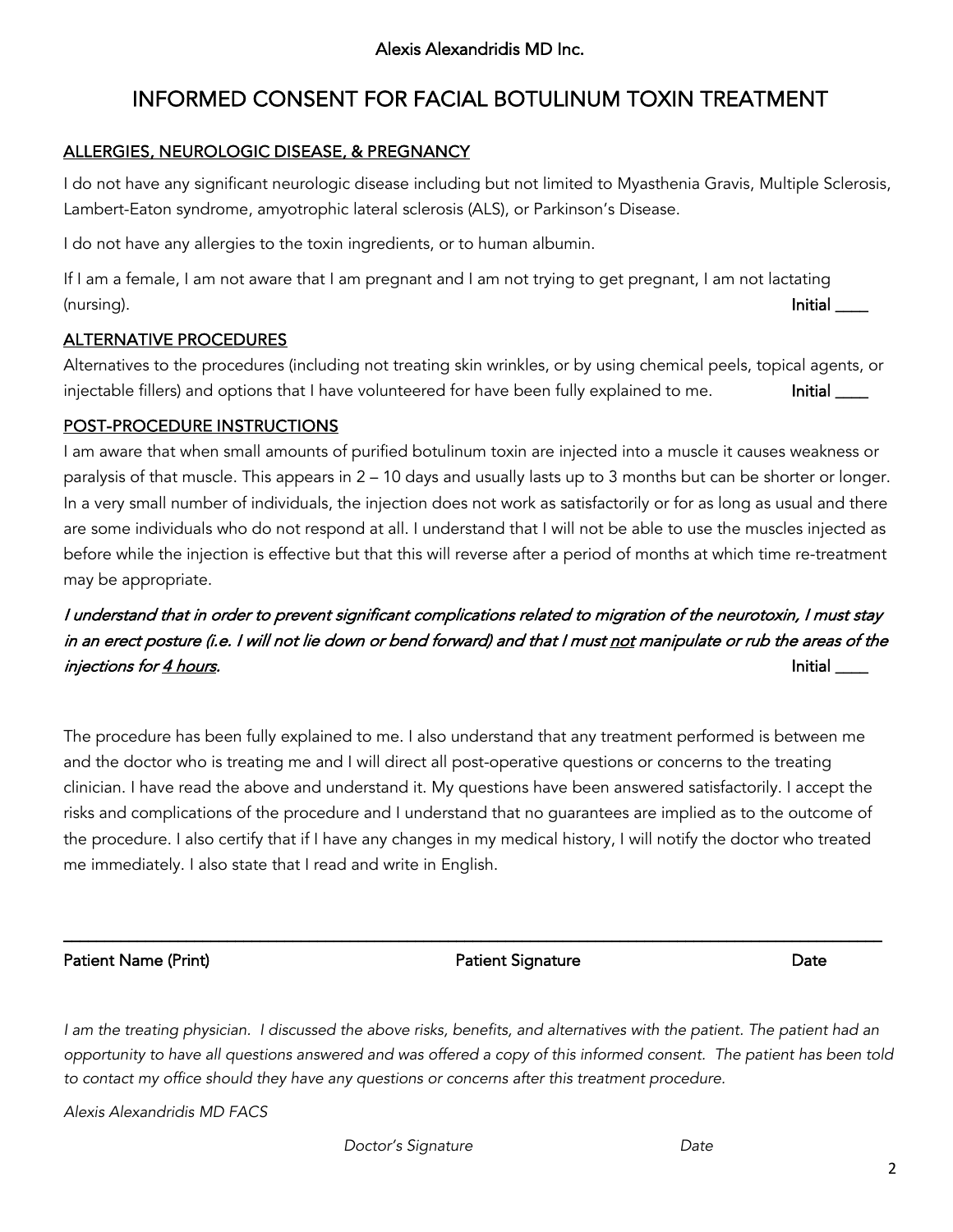Alexis Alexandridis MD Inc.

# INFORMED CONSENT FOR FACIAL BOTULINUM TOXIN TREATMENT

## ALLERGIES, NEUROLOGIC DISEASE, & PREGNANCY

I do not have any significant neurologic disease including but not limited to Myasthenia Gravis, Multiple Sclerosis, Lambert-Eaton syndrome, amyotrophic lateral sclerosis (ALS), or Parkinson's Disease.

I do not have any allergies to the toxin ingredients, or to human albumin.

If I am a female, I am not aware that I am pregnant and I am not trying to get pregnant, I am not lactating (nursing). **Initial ____**

## ALTERNATIVE PROCEDURES

Alternatives to the procedures (including not treating skin wrinkles, or by using chemical peels, topical agents, or injectable fillers) and options that I have volunteered for have been fully explained to me. **Initial ____**

## POST-PROCEDURE INSTRUCTIONS

I am aware that when small amounts of purified botulinum toxin are injected into a muscle it causes weakness or paralysis of that muscle. This appears in 2 – 10 days and usually lasts up to 3 months but can be shorter or longer. In a very small number of individuals, the injection does not work as satisfactorily or for as long as usual and there are some individuals who do not respond at all. I understand that I will not be able to use the muscles injected as before while the injection is effective but that this will reverse after a period of months at which time re-treatment may be appropriate.

***I understand that in order to prevent significant complications related to migration of the neurotoxin, I must stay in an erect posture (i.e. I will not lie down or bend forward) and that I must not manipulate or rub the areas of the injections for 4 hours.*** **Initial ____**

The procedure has been fully explained to me. I also understand that any treatment performed is between me and the doctor who is treating me and I will direct all post-operative questions or concerns to the treating clinician. I have read the above and understand it. My questions have been answered satisfactorily. I accept the risks and complications of the procedure and I understand that no guarantees are implied as to the outcome of the procedure. I also certify that if I have any changes in my medical history, I will notify the doctor who treated me immediately. I also state that I read and write in English.

______________________________________________________________________________

**Patient Name (Print)** **Patient Signature** **Date**

*I am the treating physician. I discussed the above risks, benefits, and alternatives with the patient. The patient had an opportunity to have all questions answered and was offered a copy of this informed consent. The patient has been told to contact my office should they have any questions or concerns after this treatment procedure.*

*Alexis Alexandridis MD FACS*

*Doctor's Signature* *Date*